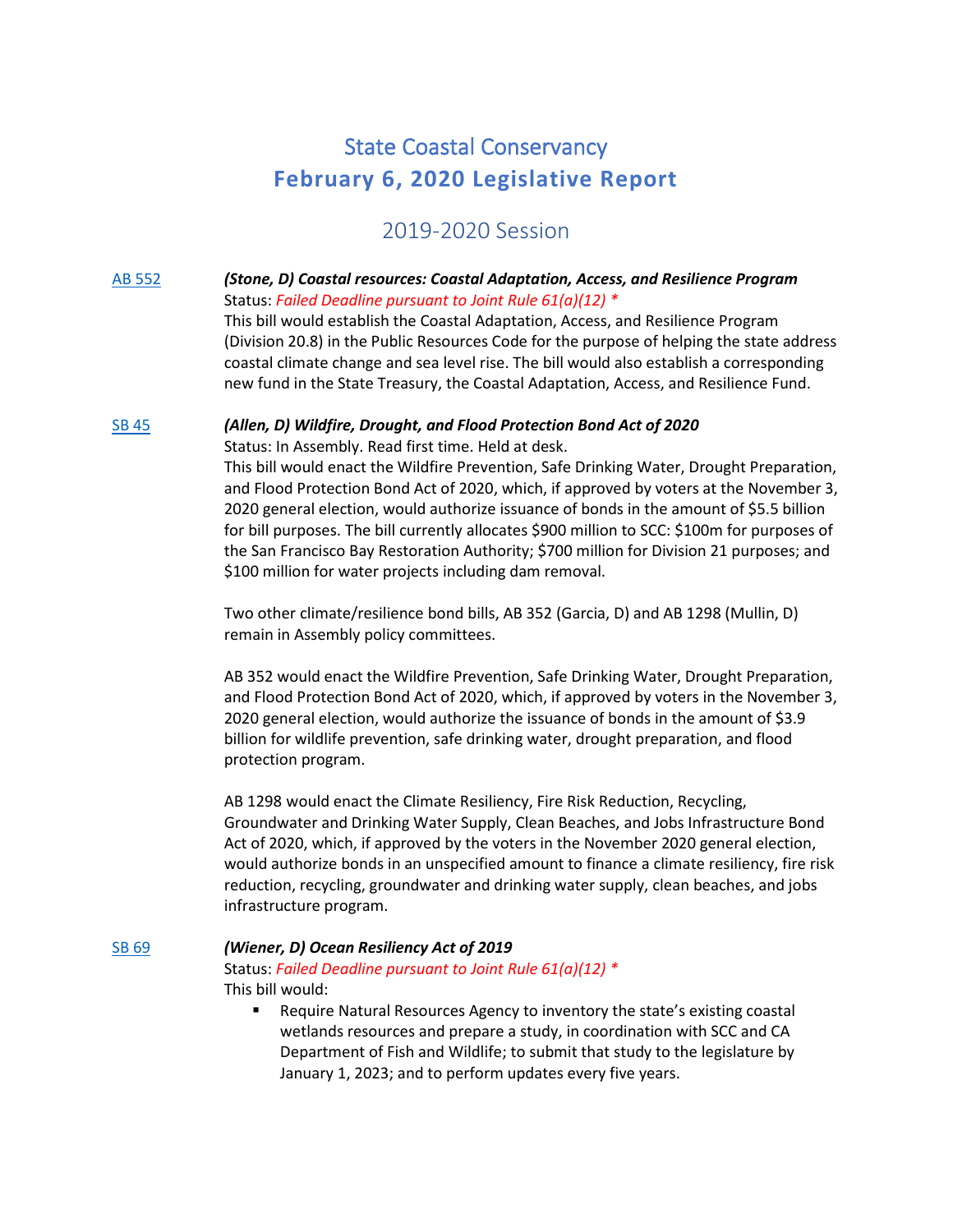# State Coastal Conservancy
## February 6, 2020 Legislative Report

### 2019-2020 Session

[AB 552](#) ***(Stone, D) Coastal resources: Coastal Adaptation, Access, and Resilience Program***
Status: *Failed Deadline pursuant to Joint Rule 61(a)(12) **
This bill would establish the Coastal Adaptation, Access, and Resilience Program (Division 20.8) in the Public Resources Code for the purpose of helping the state address coastal climate change and sea level rise. The bill would also establish a corresponding new fund in the State Treasury, the Coastal Adaptation, Access, and Resilience Fund.

[SB 45](#) ***(Allen, D) Wildfire, Drought, and Flood Protection Bond Act of 2020***
Status: In Assembly. Read first time. Held at desk.
This bill would enact the Wildfire Prevention, Safe Drinking Water, Drought Preparation, and Flood Protection Bond Act of 2020, which, if approved by voters at the November 3, 2020 general election, would authorize issuance of bonds in the amount of $5.5 billion for bill purposes. The bill currently allocates $900 million to SCC: $100m for purposes of the San Francisco Bay Restoration Authority; $700 million for Division 21 purposes; and $100 million for water projects including dam removal.

Two other climate/resilience bond bills, AB 352 (Garcia, D) and AB 1298 (Mullin, D) remain in Assembly policy committees.

AB 352 would enact the Wildfire Prevention, Safe Drinking Water, Drought Preparation, and Flood Protection Bond Act of 2020, which, if approved by voters in the November 3, 2020 general election, would authorize the issuance of bonds in the amount of $3.9 billion for wildlife prevention, safe drinking water, drought preparation, and flood protection program.

AB 1298 would enact the Climate Resiliency, Fire Risk Reduction, Recycling, Groundwater and Drinking Water Supply, Clean Beaches, and Jobs Infrastructure Bond Act of 2020, which, if approved by the voters in the November 2020 general election, would authorize bonds in an unspecified amount to finance a climate resiliency, fire risk reduction, recycling, groundwater and drinking water supply, clean beaches, and jobs infrastructure program.

[SB 69](#) ***(Wiener, D) Ocean Resiliency Act of 2019***
Status: *Failed Deadline pursuant to Joint Rule 61(a)(12) **
This bill would:

- Require Natural Resources Agency to inventory the state's existing coastal wetlands resources and prepare a study, in coordination with SCC and CA Department of Fish and Wildlife; to submit that study to the legislature by January 1, 2023; and to perform updates every five years.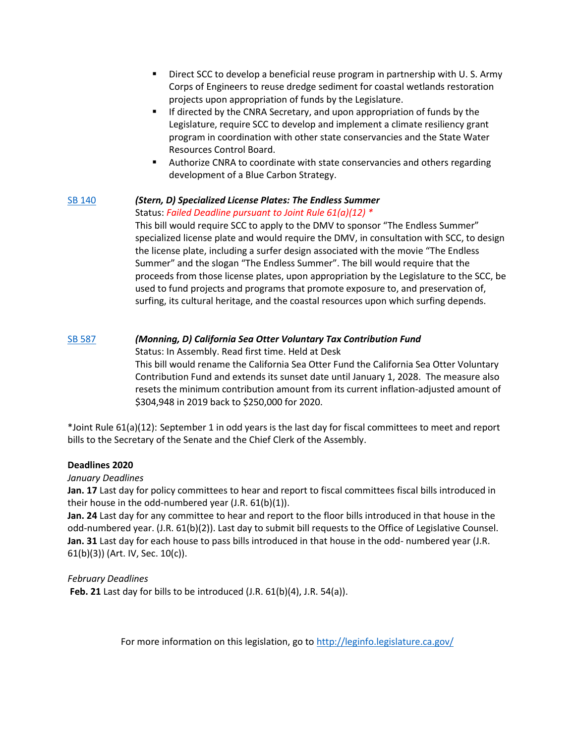- Direct SCC to develop a beneficial reuse program in partnership with U. S. Army Corps of Engineers to reuse dredge sediment for coastal wetlands restoration projects upon appropriation of funds by the Legislature.
- If directed by the CNRA Secretary, and upon appropriation of funds by the Legislature, require SCC to develop and implement a climate resiliency grant program in coordination with other state conservancies and the State Water Resources Control Board.
- Authorize CNRA to coordinate with state conservancies and others regarding development of a Blue Carbon Strategy.

[SB 140](#) ***(Stern, D) Specialized License Plates: The Endless Summer***

Status: *Failed Deadline pursuant to Joint Rule 61(a)(12) **

This bill would require SCC to apply to the DMV to sponsor "The Endless Summer" specialized license plate and would require the DMV, in consultation with SCC, to design the license plate, including a surfer design associated with the movie "The Endless Summer" and the slogan "The Endless Summer". The bill would require that the proceeds from those license plates, upon appropriation by the Legislature to the SCC, be used to fund projects and programs that promote exposure to, and preservation of, surfing, its cultural heritage, and the coastal resources upon which surfing depends.

[SB 587](#) ***(Monning, D) California Sea Otter Voluntary Tax Contribution Fund***

Status: In Assembly. Read first time. Held at Desk

This bill would rename the California Sea Otter Fund the California Sea Otter Voluntary Contribution Fund and extends its sunset date until January 1, 2028. The measure also resets the minimum contribution amount from its current inflation-adjusted amount of $304,948 in 2019 back to $250,000 for 2020.

*Joint Rule 61(a)(12): September 1 in odd years is the last day for fiscal committees to meet and report bills to the Secretary of the Senate and the Chief Clerk of the Assembly.

**Deadlines 2020**

*January Deadlines*

**Jan. 17** Last day for policy committees to hear and report to fiscal committees fiscal bills introduced in their house in the odd-numbered year (J.R. 61(b)(1)).

**Jan. 24** Last day for any committee to hear and report to the floor bills introduced in that house in the odd-numbered year. (J.R. 61(b)(2)). Last day to submit bill requests to the Office of Legislative Counsel.

**Jan. 31** Last day for each house to pass bills introduced in that house in the odd- numbered year (J.R. 61(b)(3)) (Art. IV, Sec. 10(c)).

*February Deadlines*

**Feb. 21** Last day for bills to be introduced (J.R. 61(b)(4), J.R. 54(a)).

For more information on this legislation, go to [http://leginfo.legislature.ca.gov/](http://leginfo.legislature.ca.gov/)